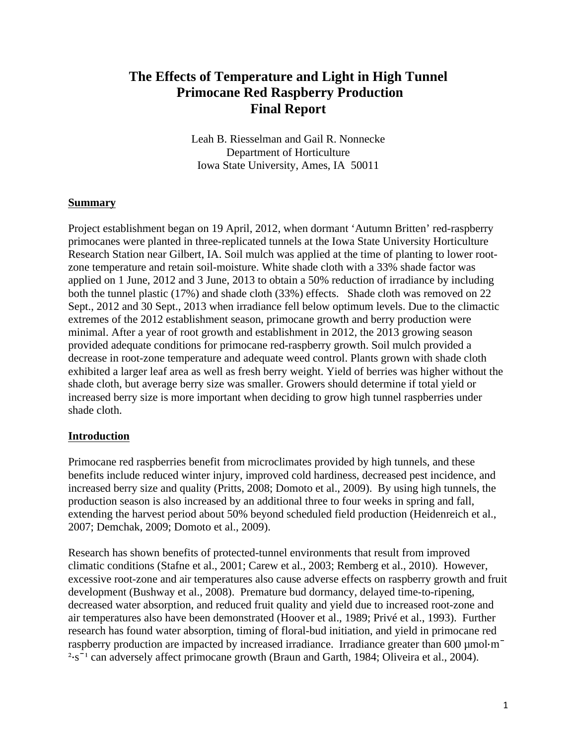# The Effects of Temperature and Light in High Tunnel Primocane Red Raspberry Production
# Final Report

Leah B. Riesselman and Gail R. Nonnecke
Department of Horticulture
Iowa State University, Ames, IA 50011

## Summary

Project establishment began on 19 April, 2012, when dormant 'Autumn Britten' red-raspberry primocanes were planted in three-replicated tunnels at the Iowa State University Horticulture Research Station near Gilbert, IA. Soil mulch was applied at the time of planting to lower root-zone temperature and retain soil-moisture. White shade cloth with a 33% shade factor was applied on 1 June, 2012 and 3 June, 2013 to obtain a 50% reduction of irradiance by including both the tunnel plastic (17%) and shade cloth (33%) effects. Shade cloth was removed on 22 Sept., 2012 and 30 Sept., 2013 when irradiance fell below optimum levels. Due to the climactic extremes of the 2012 establishment season, primocane growth and berry production were minimal. After a year of root growth and establishment in 2012, the 2013 growing season provided adequate conditions for primocane red-raspberry growth. Soil mulch provided a decrease in root-zone temperature and adequate weed control. Plants grown with shade cloth exhibited a larger leaf area as well as fresh berry weight. Yield of berries was higher without the shade cloth, but average berry size was smaller. Growers should determine if total yield or increased berry size is more important when deciding to grow high tunnel raspberries under shade cloth.

## Introduction

Primocane red raspberries benefit from microclimates provided by high tunnels, and these benefits include reduced winter injury, improved cold hardiness, decreased pest incidence, and increased berry size and quality (Pritts, 2008; Domoto et al., 2009). By using high tunnels, the production season is also increased by an additional three to four weeks in spring and fall, extending the harvest period about 50% beyond scheduled field production (Heidenreich et al., 2007; Demchak, 2009; Domoto et al., 2009).

Research has shown benefits of protected-tunnel environments that result from improved climatic conditions (Stafne et al., 2001; Carew et al., 2003; Remberg et al., 2010). However, excessive root-zone and air temperatures also cause adverse effects on raspberry growth and fruit development (Bushway et al., 2008). Premature bud dormancy, delayed time-to-ripening, decreased water absorption, and reduced fruit quality and yield due to increased root-zone and air temperatures also have been demonstrated (Hoover et al., 1989; Privé et al., 1993). Further research has found water absorption, timing of floral-bud initiation, and yield in primocane red raspberry production are impacted by increased irradiance. Irradiance greater than 600 $\mu mol \cdot m^{-2} \cdot s^{-1}$ can adversely affect primocane growth (Braun and Garth, 1984; Oliveira et al., 2004).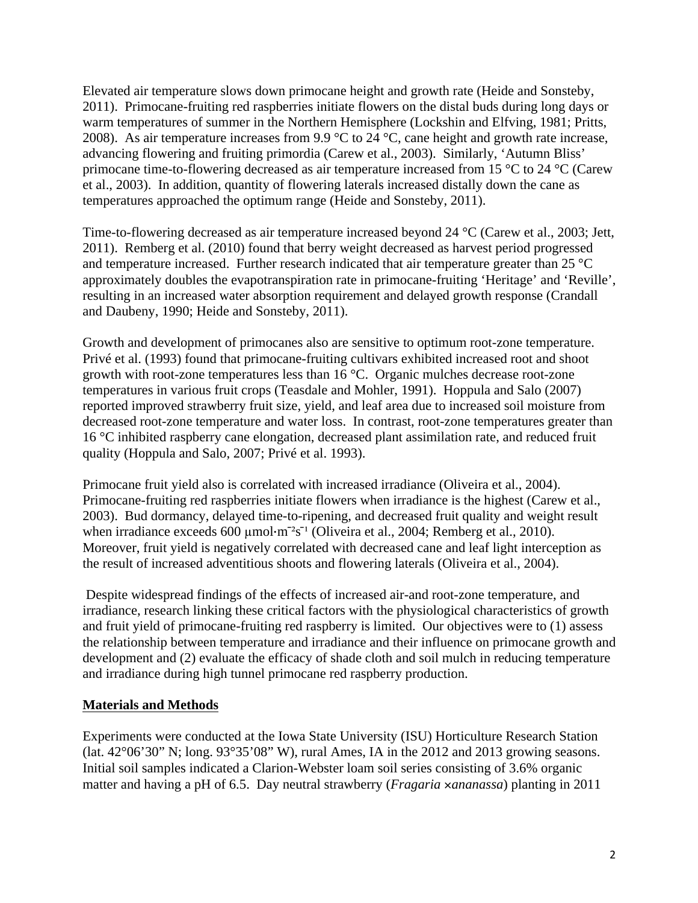Elevated air temperature slows down primocane height and growth rate (Heide and Sonsteby, 2011). Primocane-fruiting red raspberries initiate flowers on the distal buds during long days or warm temperatures of summer in the Northern Hemisphere (Lockshin and Elfving, 1981; Pritts, 2008). As air temperature increases from 9.9 °C to 24 °C, cane height and growth rate increase, advancing flowering and fruiting primordia (Carew et al., 2003). Similarly, 'Autumn Bliss' primocane time-to-flowering decreased as air temperature increased from 15 °C to 24 °C (Carew et al., 2003). In addition, quantity of flowering laterals increased distally down the cane as temperatures approached the optimum range (Heide and Sonsteby, 2011).

Time-to-flowering decreased as air temperature increased beyond 24 °C (Carew et al., 2003; Jett, 2011). Remberg et al. (2010) found that berry weight decreased as harvest period progressed and temperature increased. Further research indicated that air temperature greater than 25 °C approximately doubles the evapotranspiration rate in primocane-fruiting 'Heritage' and 'Reville', resulting in an increased water absorption requirement and delayed growth response (Crandall and Daubeny, 1990; Heide and Sonsteby, 2011).

Growth and development of primocanes also are sensitive to optimum root-zone temperature. Privé et al. (1993) found that primocane-fruiting cultivars exhibited increased root and shoot growth with root-zone temperatures less than 16 °C. Organic mulches decrease root-zone temperatures in various fruit crops (Teasdale and Mohler, 1991). Hoppula and Salo (2007) reported improved strawberry fruit size, yield, and leaf area due to increased soil moisture from decreased root-zone temperature and water loss. In contrast, root-zone temperatures greater than 16 °C inhibited raspberry cane elongation, decreased plant assimilation rate, and reduced fruit quality (Hoppula and Salo, 2007; Privé et al. 1993).

Primocane fruit yield also is correlated with increased irradiance (Oliveira et al., 2004). Primocane-fruiting red raspberries initiate flowers when irradiance is the highest (Carew et al., 2003). Bud dormancy, delayed time-to-ripening, and decreased fruit quality and weight result when irradiance exceeds 600 $\mu mol \cdot m^{-2} s^{-1}$ (Oliveira et al., 2004; Remberg et al., 2010). Moreover, fruit yield is negatively correlated with decreased cane and leaf light interception as the result of increased adventitious shoots and flowering laterals (Oliveira et al., 2004).

Despite widespread findings of the effects of increased air-and root-zone temperature, and irradiance, research linking these critical factors with the physiological characteristics of growth and fruit yield of primocane-fruiting red raspberry is limited. Our objectives were to (1) assess the relationship between temperature and irradiance and their influence on primocane growth and development and (2) evaluate the efficacy of shade cloth and soil mulch in reducing temperature and irradiance during high tunnel primocane red raspberry production.

## Materials and Methods

Experiments were conducted at the Iowa State University (ISU) Horticulture Research Station (lat. 42°06'30" N; long. 93°35'08" W), rural Ames, IA in the 2012 and 2013 growing seasons. Initial soil samples indicated a Clarion-Webster loam soil series consisting of 3.6% organic matter and having a pH of 6.5. Day neutral strawberry (*Fragaria ×ananassa*) planting in 2011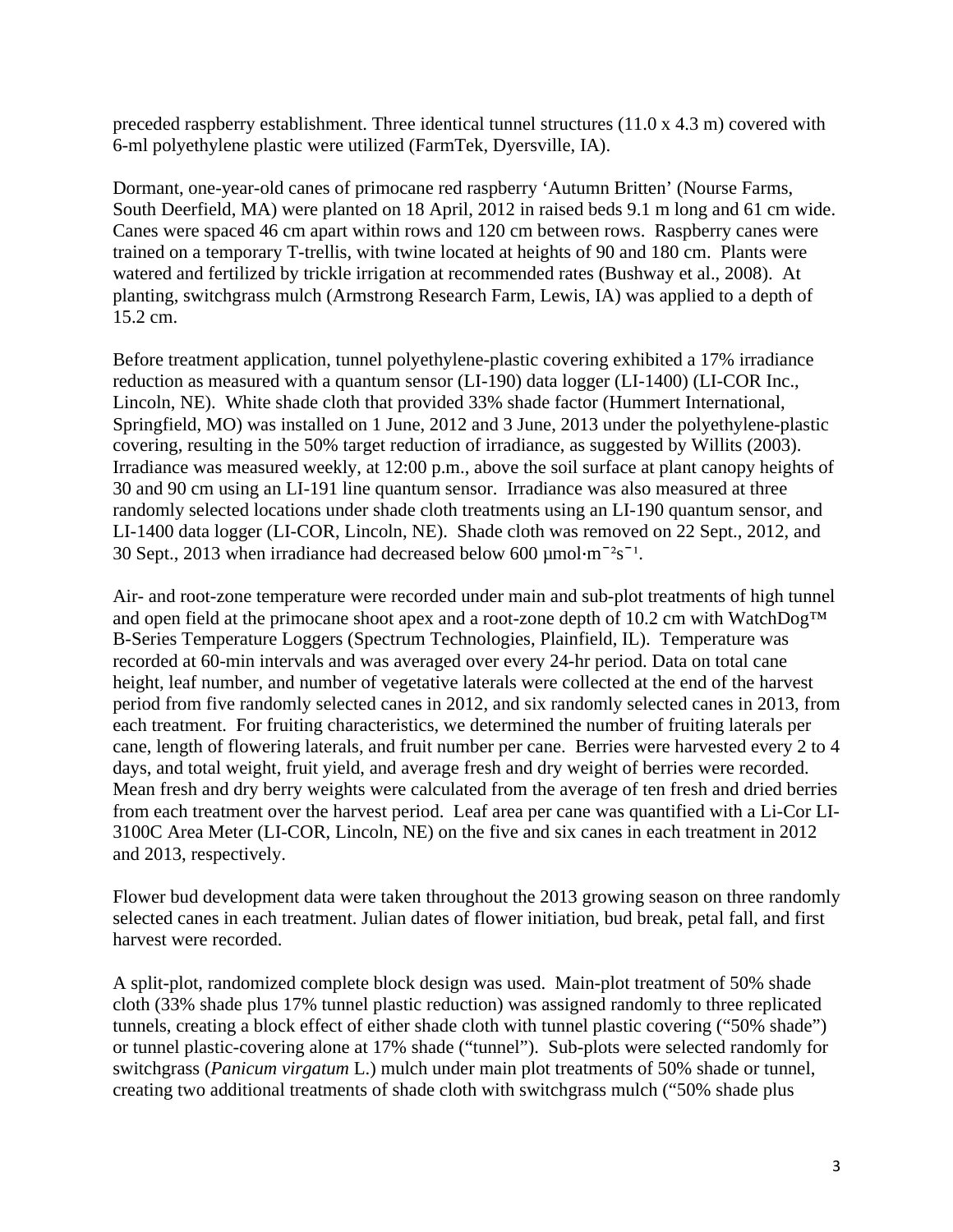preceded raspberry establishment. Three identical tunnel structures (11.0 x 4.3 m) covered with 6-ml polyethylene plastic were utilized (FarmTek, Dyersville, IA).

Dormant, one-year-old canes of primocane red raspberry 'Autumn Britten' (Nourse Farms, South Deerfield, MA) were planted on 18 April, 2012 in raised beds 9.1 m long and 61 cm wide. Canes were spaced 46 cm apart within rows and 120 cm between rows. Raspberry canes were trained on a temporary T-trellis, with twine located at heights of 90 and 180 cm. Plants were watered and fertilized by trickle irrigation at recommended rates (Bushway et al., 2008). At planting, switchgrass mulch (Armstrong Research Farm, Lewis, IA) was applied to a depth of 15.2 cm.

Before treatment application, tunnel polyethylene-plastic covering exhibited a 17% irradiance reduction as measured with a quantum sensor (LI-190) data logger (LI-1400) (LI-COR Inc., Lincoln, NE). White shade cloth that provided 33% shade factor (Hummert International, Springfield, MO) was installed on 1 June, 2012 and 3 June, 2013 under the polyethylene-plastic covering, resulting in the 50% target reduction of irradiance, as suggested by Willits (2003). Irradiance was measured weekly, at 12:00 p.m., above the soil surface at plant canopy heights of 30 and 90 cm using an LI-191 line quantum sensor. Irradiance was also measured at three randomly selected locations under shade cloth treatments using an LI-190 quantum sensor, and LI-1400 data logger (LI-COR, Lincoln, NE). Shade cloth was removed on 22 Sept., 2012, and 30 Sept., 2013 when irradiance had decreased below 600 $\mu mol \cdot m^{-2} s^{-1}$.

Air- and root-zone temperature were recorded under main and sub-plot treatments of high tunnel and open field at the primocane shoot apex and a root-zone depth of 10.2 cm with WatchDog™ B-Series Temperature Loggers (Spectrum Technologies, Plainfield, IL). Temperature was recorded at 60-min intervals and was averaged over every 24-hr period. Data on total cane height, leaf number, and number of vegetative laterals were collected at the end of the harvest period from five randomly selected canes in 2012, and six randomly selected canes in 2013, from each treatment. For fruiting characteristics, we determined the number of fruiting laterals per cane, length of flowering laterals, and fruit number per cane. Berries were harvested every 2 to 4 days, and total weight, fruit yield, and average fresh and dry weight of berries were recorded. Mean fresh and dry berry weights were calculated from the average of ten fresh and dried berries from each treatment over the harvest period. Leaf area per cane was quantified with a Li-Cor LI-3100C Area Meter (LI-COR, Lincoln, NE) on the five and six canes in each treatment in 2012 and 2013, respectively.

Flower bud development data were taken throughout the 2013 growing season on three randomly selected canes in each treatment. Julian dates of flower initiation, bud break, petal fall, and first harvest were recorded.

A split-plot, randomized complete block design was used. Main-plot treatment of 50% shade cloth (33% shade plus 17% tunnel plastic reduction) was assigned randomly to three replicated tunnels, creating a block effect of either shade cloth with tunnel plastic covering ("50% shade") or tunnel plastic-covering alone at 17% shade ("tunnel"). Sub-plots were selected randomly for switchgrass (*Panicum virgatum* L.) mulch under main plot treatments of 50% shade or tunnel, creating two additional treatments of shade cloth with switchgrass mulch ("50% shade plus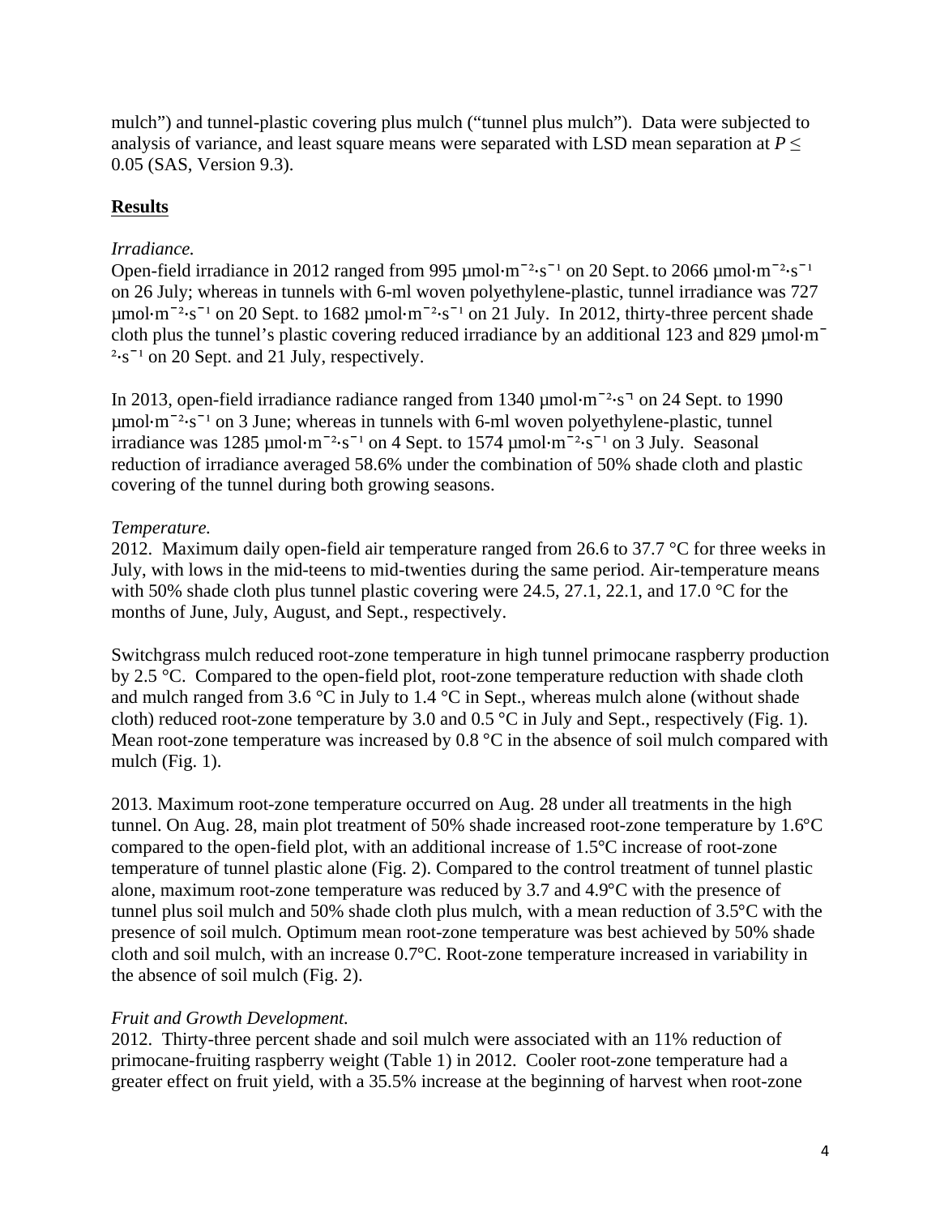mulch") and tunnel-plastic covering plus mulch ("tunnel plus mulch"). Data were subjected to analysis of variance, and least square means were separated with LSD mean separation at $P \leq 0.05$ (SAS, Version 9.3).

## Results

*Irradiance.*

Open-field irradiance in 2012 ranged from 995 $\mu mol \cdot m^{-2} \cdot s^{-1}$ on 20 Sept. to 2066 $\mu mol \cdot m^{-2} \cdot s^{-1}$ on 26 July; whereas in tunnels with 6-ml woven polyethylene-plastic, tunnel irradiance was 727 $\mu mol \cdot m^{-2} \cdot s^{-1}$ on 20 Sept. to 1682 $\mu mol \cdot m^{-2} \cdot s^{-1}$ on 21 July. In 2012, thirty-three percent shade cloth plus the tunnel's plastic covering reduced irradiance by an additional 123 and 829 $\mu mol \cdot m^{-2} \cdot s^{-1}$ on 20 Sept. and 21 July, respectively.

In 2013, open-field irradiance radiance ranged from 1340 $\mu mol \cdot m^{-2} \cdot s^{-1}$ on 24 Sept. to 1990 $\mu mol \cdot m^{-2} \cdot s^{-1}$ on 3 June; whereas in tunnels with 6-ml woven polyethylene-plastic, tunnel irradiance was 1285 $\mu mol \cdot m^{-2} \cdot s^{-1}$ on 4 Sept. to 1574 $\mu mol \cdot m^{-2} \cdot s^{-1}$ on 3 July. Seasonal reduction of irradiance averaged 58.6% under the combination of 50% shade cloth and plastic covering of the tunnel during both growing seasons.

*Temperature.*

2012. Maximum daily open-field air temperature ranged from 26.6 to 37.7 °C for three weeks in July, with lows in the mid-teens to mid-twenties during the same period. Air-temperature means with 50% shade cloth plus tunnel plastic covering were 24.5, 27.1, 22.1, and 17.0 °C for the months of June, July, August, and Sept., respectively.

Switchgrass mulch reduced root-zone temperature in high tunnel primocane raspberry production by 2.5 °C. Compared to the open-field plot, root-zone temperature reduction with shade cloth and mulch ranged from 3.6 °C in July to 1.4 °C in Sept., whereas mulch alone (without shade cloth) reduced root-zone temperature by 3.0 and 0.5 °C in July and Sept., respectively (Fig. 1). Mean root-zone temperature was increased by 0.8 °C in the absence of soil mulch compared with mulch (Fig. 1).

2013. Maximum root-zone temperature occurred on Aug. 28 under all treatments in the high tunnel. On Aug. 28, main plot treatment of 50% shade increased root-zone temperature by 1.6°C compared to the open-field plot, with an additional increase of 1.5°C increase of root-zone temperature of tunnel plastic alone (Fig. 2). Compared to the control treatment of tunnel plastic alone, maximum root-zone temperature was reduced by 3.7 and 4.9°C with the presence of tunnel plus soil mulch and 50% shade cloth plus mulch, with a mean reduction of 3.5°C with the presence of soil mulch. Optimum mean root-zone temperature was best achieved by 50% shade cloth and soil mulch, with an increase 0.7°C. Root-zone temperature increased in variability in the absence of soil mulch (Fig. 2).

*Fruit and Growth Development.*

2012. Thirty-three percent shade and soil mulch were associated with an 11% reduction of primocane-fruiting raspberry weight (Table 1) in 2012. Cooler root-zone temperature had a greater effect on fruit yield, with a 35.5% increase at the beginning of harvest when root-zone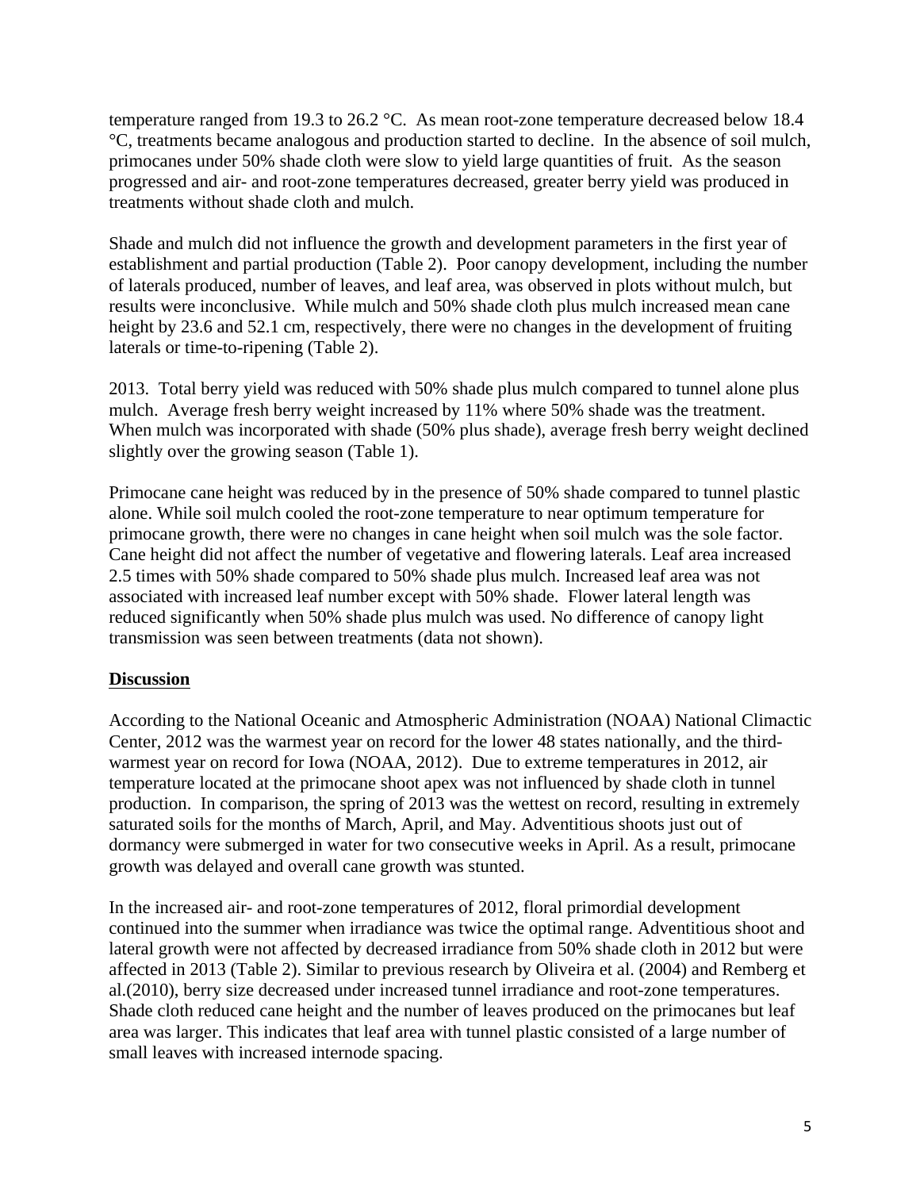temperature ranged from 19.3 to 26.2 °C. As mean root-zone temperature decreased below 18.4 °C, treatments became analogous and production started to decline. In the absence of soil mulch, primocanes under 50% shade cloth were slow to yield large quantities of fruit. As the season progressed and air- and root-zone temperatures decreased, greater berry yield was produced in treatments without shade cloth and mulch.

Shade and mulch did not influence the growth and development parameters in the first year of establishment and partial production (Table 2). Poor canopy development, including the number of laterals produced, number of leaves, and leaf area, was observed in plots without mulch, but results were inconclusive. While mulch and 50% shade cloth plus mulch increased mean cane height by 23.6 and 52.1 cm, respectively, there were no changes in the development of fruiting laterals or time-to-ripening (Table 2).

2013. Total berry yield was reduced with 50% shade plus mulch compared to tunnel alone plus mulch. Average fresh berry weight increased by 11% where 50% shade was the treatment. When mulch was incorporated with shade (50% plus shade), average fresh berry weight declined slightly over the growing season (Table 1).

Primocane cane height was reduced by in the presence of 50% shade compared to tunnel plastic alone. While soil mulch cooled the root-zone temperature to near optimum temperature for primocane growth, there were no changes in cane height when soil mulch was the sole factor. Cane height did not affect the number of vegetative and flowering laterals. Leaf area increased 2.5 times with 50% shade compared to 50% shade plus mulch. Increased leaf area was not associated with increased leaf number except with 50% shade. Flower lateral length was reduced significantly when 50% shade plus mulch was used. No difference of canopy light transmission was seen between treatments (data not shown).

## Discussion

According to the National Oceanic and Atmospheric Administration (NOAA) National Climactic Center, 2012 was the warmest year on record for the lower 48 states nationally, and the third-warmest year on record for Iowa (NOAA, 2012). Due to extreme temperatures in 2012, air temperature located at the primocane shoot apex was not influenced by shade cloth in tunnel production. In comparison, the spring of 2013 was the wettest on record, resulting in extremely saturated soils for the months of March, April, and May. Adventitious shoots just out of dormancy were submerged in water for two consecutive weeks in April. As a result, primocane growth was delayed and overall cane growth was stunted.

In the increased air- and root-zone temperatures of 2012, floral primordial development continued into the summer when irradiance was twice the optimal range. Adventitious shoot and lateral growth were not affected by decreased irradiance from 50% shade cloth in 2012 but were affected in 2013 (Table 2). Similar to previous research by Oliveira et al. (2004) and Remberg et al.(2010), berry size decreased under increased tunnel irradiance and root-zone temperatures. Shade cloth reduced cane height and the number of leaves produced on the primocanes but leaf area was larger. This indicates that leaf area with tunnel plastic consisted of a large number of small leaves with increased internode spacing.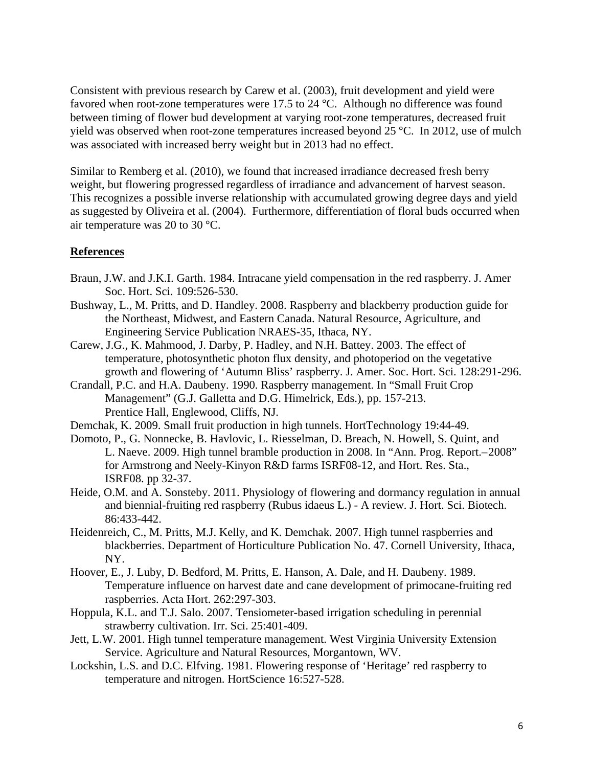Consistent with previous research by Carew et al. (2003), fruit development and yield were favored when root-zone temperatures were 17.5 to 24 °C. Although no difference was found between timing of flower bud development at varying root-zone temperatures, decreased fruit yield was observed when root-zone temperatures increased beyond 25 °C. In 2012, use of mulch was associated with increased berry weight but in 2013 had no effect.

Similar to Remberg et al. (2010), we found that increased irradiance decreased fresh berry weight, but flowering progressed regardless of irradiance and advancement of harvest season. This recognizes a possible inverse relationship with accumulated growing degree days and yield as suggested by Oliveira et al. (2004). Furthermore, differentiation of floral buds occurred when air temperature was 20 to 30 °C.

## References

Braun, J.W. and J.K.I. Garth. 1984. Intracane yield compensation in the red raspberry. J. Amer Soc. Hort. Sci. 109:526-530.

Bushway, L., M. Pritts, and D. Handley. 2008. Raspberry and blackberry production guide for the Northeast, Midwest, and Eastern Canada. Natural Resource, Agriculture, and Engineering Service Publication NRAES-35, Ithaca, NY.

Carew, J.G., K. Mahmood, J. Darby, P. Hadley, and N.H. Battey. 2003. The effect of temperature, photosynthetic photon flux density, and photoperiod on the vegetative growth and flowering of 'Autumn Bliss' raspberry. J. Amer. Soc. Hort. Sci. 128:291-296.

Crandall, P.C. and H.A. Daubeny. 1990. Raspberry management. In "Small Fruit Crop Management" (G.J. Galletta and D.G. Himelrick, Eds.), pp. 157-213. Prentice Hall, Englewood, Cliffs, NJ.

Demchak, K. 2009. Small fruit production in high tunnels. HortTechnology 19:44-49.

Domoto, P., G. Nonnecke, B. Havlovic, L. Riesselman, D. Breach, N. Howell, S. Quint, and L. Naeve. 2009. High tunnel bramble production in 2008. In "Ann. Prog. Report.–2008" for Armstrong and Neely-Kinyon R&D farms ISRF08-12, and Hort. Res. Sta., ISRF08. pp 32-37.

Heide, O.M. and A. Sonsteby. 2011. Physiology of flowering and dormancy regulation in annual and biennial-fruiting red raspberry (Rubus idaeus L.) - A review. J. Hort. Sci. Biotech. 86:433-442.

Heidenreich, C., M. Pritts, M.J. Kelly, and K. Demchak. 2007. High tunnel raspberries and blackberries. Department of Horticulture Publication No. 47. Cornell University, Ithaca, NY.

Hoover, E., J. Luby, D. Bedford, M. Pritts, E. Hanson, A. Dale, and H. Daubeny. 1989. Temperature influence on harvest date and cane development of primocane-fruiting red raspberries. Acta Hort. 262:297-303.

Hoppula, K.L. and T.J. Salo. 2007. Tensiometer-based irrigation scheduling in perennial strawberry cultivation. Irr. Sci. 25:401-409.

Jett, L.W. 2001. High tunnel temperature management. West Virginia University Extension Service. Agriculture and Natural Resources, Morgantown, WV.

Lockshin, L.S. and D.C. Elfving. 1981. Flowering response of 'Heritage' red raspberry to temperature and nitrogen. HortScience 16:527-528.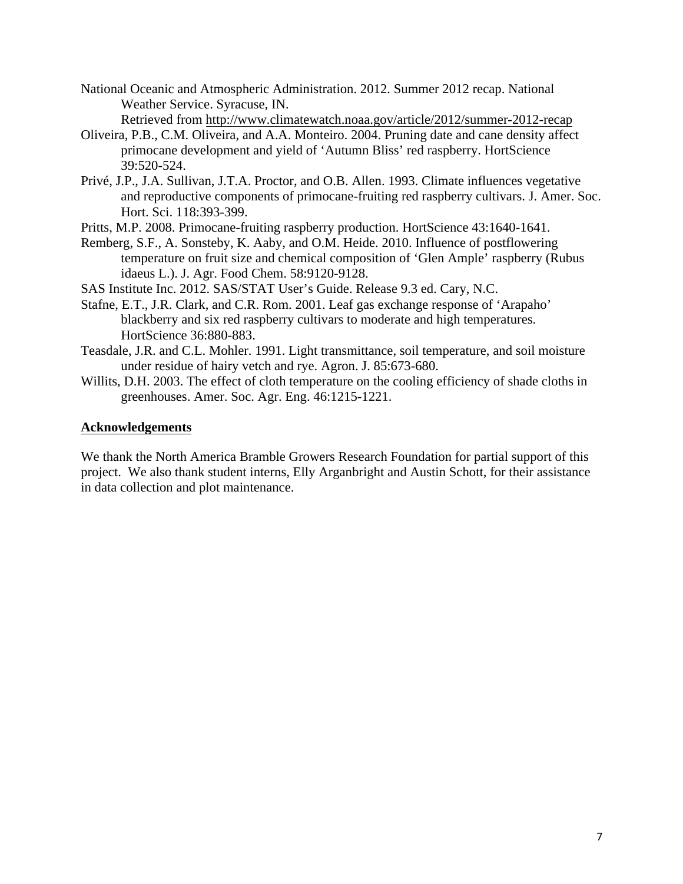National Oceanic and Atmospheric Administration. 2012. Summer 2012 recap. National Weather Service. Syracuse, IN. Retrieved from http://www.climatewatch.noaa.gov/article/2012/summer-2012-recap

Oliveira, P.B., C.M. Oliveira, and A.A. Monteiro. 2004. Pruning date and cane density affect primocane development and yield of 'Autumn Bliss' red raspberry. HortScience 39:520-524.

Privé, J.P., J.A. Sullivan, J.T.A. Proctor, and O.B. Allen. 1993. Climate influences vegetative and reproductive components of primocane-fruiting red raspberry cultivars. J. Amer. Soc. Hort. Sci. 118:393-399.

Pritts, M.P. 2008. Primocane-fruiting raspberry production. HortScience 43:1640-1641.

Remberg, S.F., A. Sonsteby, K. Aaby, and O.M. Heide. 2010. Influence of postflowering temperature on fruit size and chemical composition of 'Glen Ample' raspberry (Rubus idaeus L.). J. Agr. Food Chem. 58:9120-9128.

SAS Institute Inc. 2012. SAS/STAT User's Guide. Release 9.3 ed. Cary, N.C.

Stafne, E.T., J.R. Clark, and C.R. Rom. 2001. Leaf gas exchange response of 'Arapaho' blackberry and six red raspberry cultivars to moderate and high temperatures. HortScience 36:880-883.

Teasdale, J.R. and C.L. Mohler. 1991. Light transmittance, soil temperature, and soil moisture under residue of hairy vetch and rye. Agron. J. 85:673-680.

Willits, D.H. 2003. The effect of cloth temperature on the cooling efficiency of shade cloths in greenhouses. Amer. Soc. Agr. Eng. 46:1215-1221.

## Acknowledgements

We thank the North America Bramble Growers Research Foundation for partial support of this project. We also thank student interns, Elly Arganbright and Austin Schott, for their assistance in data collection and plot maintenance.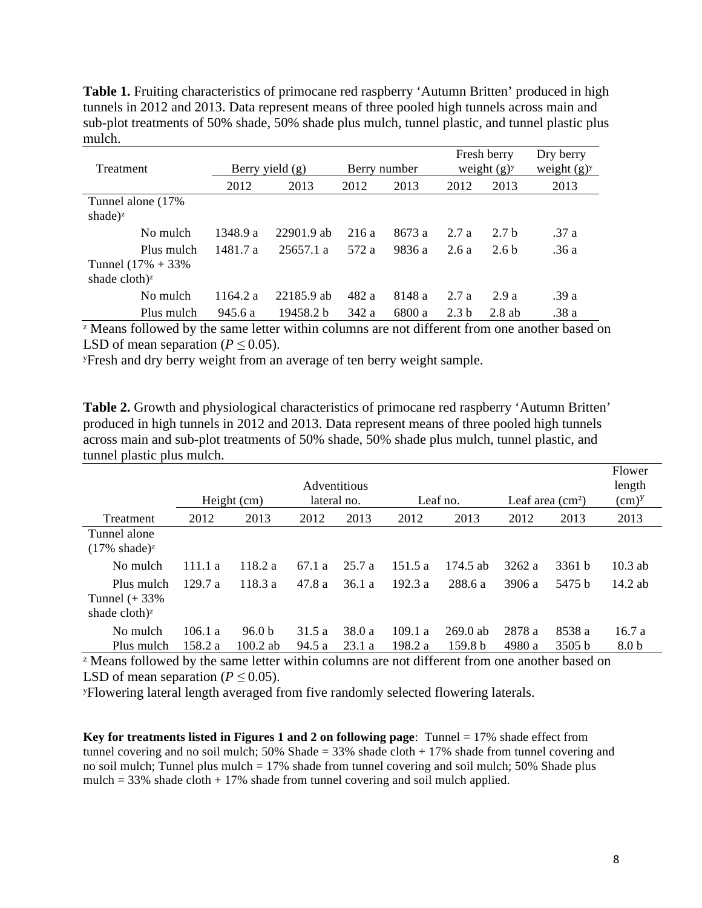**Table 1.** Fruiting characteristics of primocane red raspberry 'Autumn Britten' produced in high tunnels in 2012 and 2013. Data represent means of three pooled high tunnels across main and sub-plot treatments of 50% shade, 50% shade plus mulch, tunnel plastic, and tunnel plastic plus mulch.

| Treatment | Berry yield (g) | | Berry number | | Fresh berry weight (g)[y] | | Dry berry weight (g)[y] |
|---|---|---|---|---|---|---|---|
| | 2012 | 2013 | 2012 | 2013 | 2012 | 2013 | 2013 |
| Tunnel alone (17% shade)[z] | | | | | | | |
| No mulch | 1348.9 a | 22901.9 ab | 216 a | 8673 a | 2.7 a | 2.7 b | .37 a |
| Plus mulch | 1481.7 a | 25657.1 a | 572 a | 9836 a | 2.6 a | 2.6 b | .36 a |
| Tunnel (17% + 33% shade cloth)[z] | | | | | | | |
| No mulch | 1164.2 a | 22185.9 ab | 482 a | 8148 a | 2.7 a | 2.9 a | .39 a |
| Plus mulch | 945.6 a | 19458.2 b | 342 a | 6800 a | 2.3 b | 2.8 ab | .38 a |

[z] Means followed by the same letter within columns are not different from one another based on LSD of mean separation ($P \leq 0.05$).

[y]Fresh and dry berry weight from an average of ten berry weight sample.

**Table 2.** Growth and physiological characteristics of primocane red raspberry 'Autumn Britten' produced in high tunnels in 2012 and 2013. Data represent means of three pooled high tunnels across main and sub-plot treatments of 50% shade, 50% shade plus mulch, tunnel plastic, and tunnel plastic plus mulch.

| | Height (cm) | | Adventitious lateral no. | | Leaf no. | | Leaf area ($cm^2$) | | Flower length (cm)[y] |
|---|---|---|---|---|---|---|---|---|---|
| Treatment | 2012 | 2013 | 2012 | 2013 | 2012 | 2013 | 2012 | 2013 | 2013 |
| Tunnel alone (17% shade)[z] | | | | | | | | | |
| No mulch | 111.1 a | 118.2 a | 67.1 a | 25.7 a | 151.5 a | 174.5 ab | 3262 a | 3361 b | 10.3 ab |
| Plus mulch | 129.7 a | 118.3 a | 47.8 a | 36.1 a | 192.3 a | 288.6 a | 3906 a | 5475 b | 14.2 ab |
| Tunnel (+ 33% shade cloth)[z] | | | | | | | | | |
| No mulch | 106.1 a | 96.0 b | 31.5 a | 38.0 a | 109.1 a | 269.0 ab | 2878 a | 8538 a | 16.7 a |
| Plus mulch | 158.2 a | 100.2 ab | 94.5 a | 23.1 a | 198.2 a | 159.8 b | 4980 a | 3505 b | 8.0 b |

[z] Means followed by the same letter within columns are not different from one another based on LSD of mean separation ($P \leq 0.05$).

[y]Flowering lateral length averaged from five randomly selected flowering laterals.

**Key for treatments listed in Figures 1 and 2 on following page**: Tunnel = 17% shade effect from tunnel covering and no soil mulch; 50% Shade = 33% shade cloth + 17% shade from tunnel covering and no soil mulch; Tunnel plus mulch = 17% shade from tunnel covering and soil mulch; 50% Shade plus mulch = 33% shade cloth + 17% shade from tunnel covering and soil mulch applied.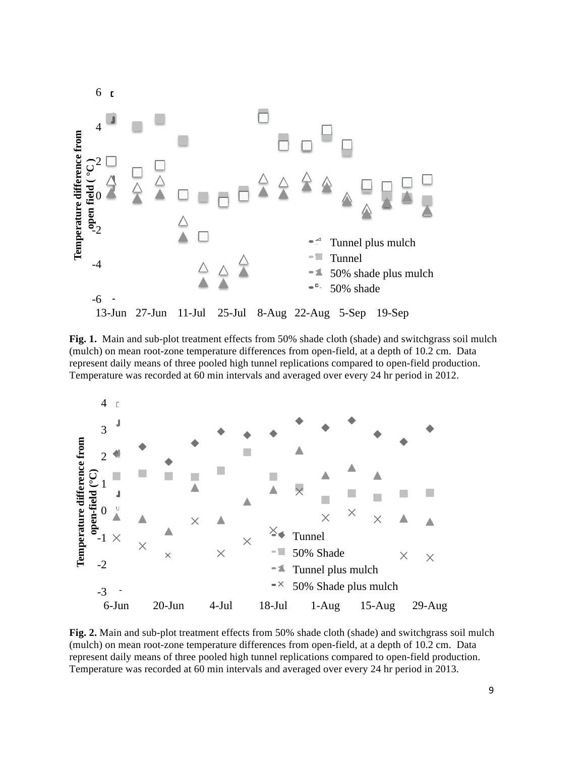**Fig. 1.** Main and sub-plot treatment effects from 50% shade cloth (shade) and switchgrass soil mulch (mulch) on mean root-zone temperature differences from open-field, at a depth of 10.2 cm. Data represent daily means of three pooled high tunnel replications compared to open-field production. Temperature was recorded at 60 min intervals and averaged over every 24 hr period in 2012.

**Fig. 2.** Main and sub-plot treatment effects from 50% shade cloth (shade) and switchgrass soil mulch (mulch) on mean root-zone temperature differences from open-field, at a depth of 10.2 cm. Data represent daily means of three pooled high tunnel replications compared to open-field production. Temperature was recorded at 60 min intervals and averaged over every 24 hr period in 2013.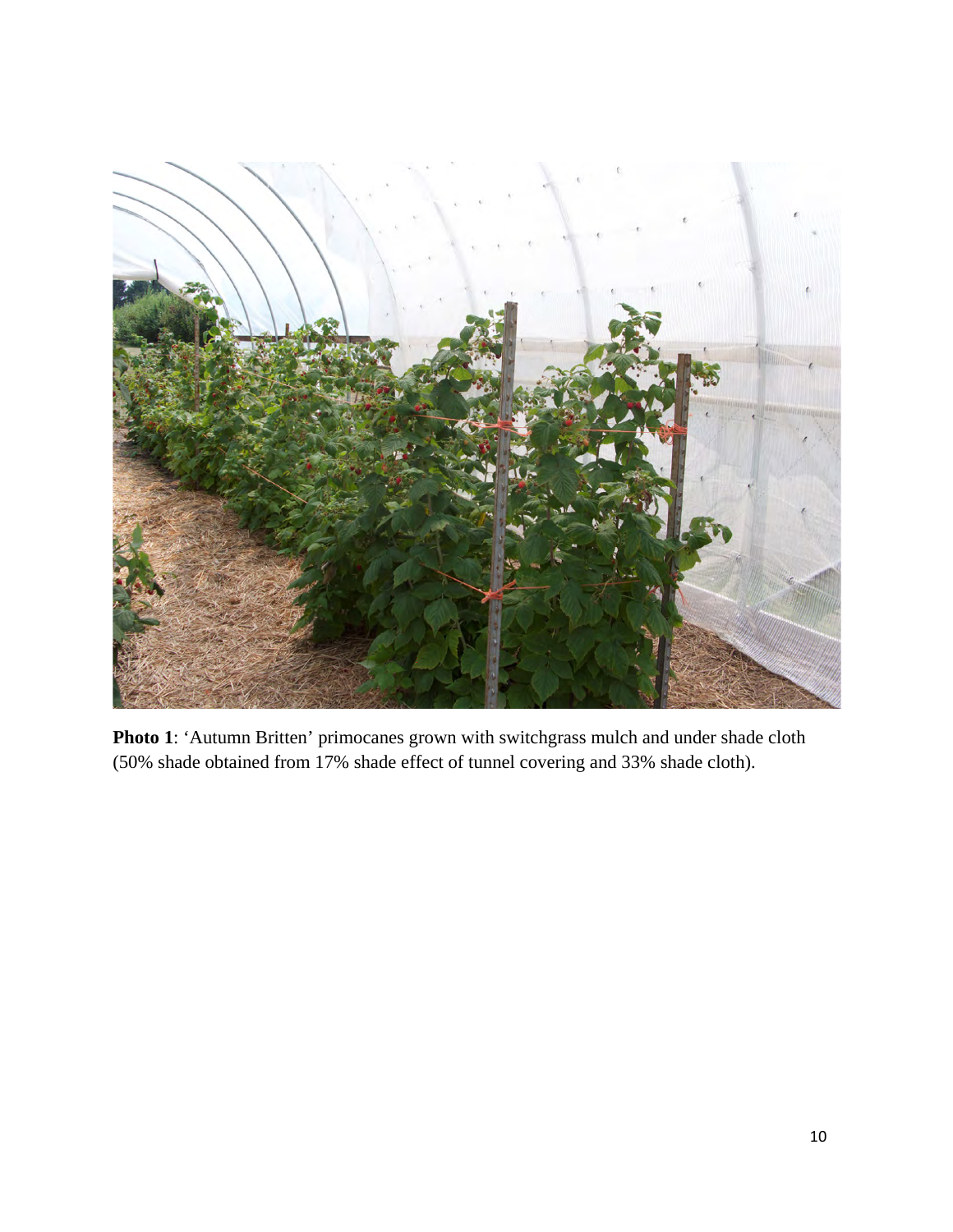**Photo 1**: 'Autumn Britten' primocanes grown with switchgrass mulch and under shade cloth (50% shade obtained from 17% shade effect of tunnel covering and 33% shade cloth).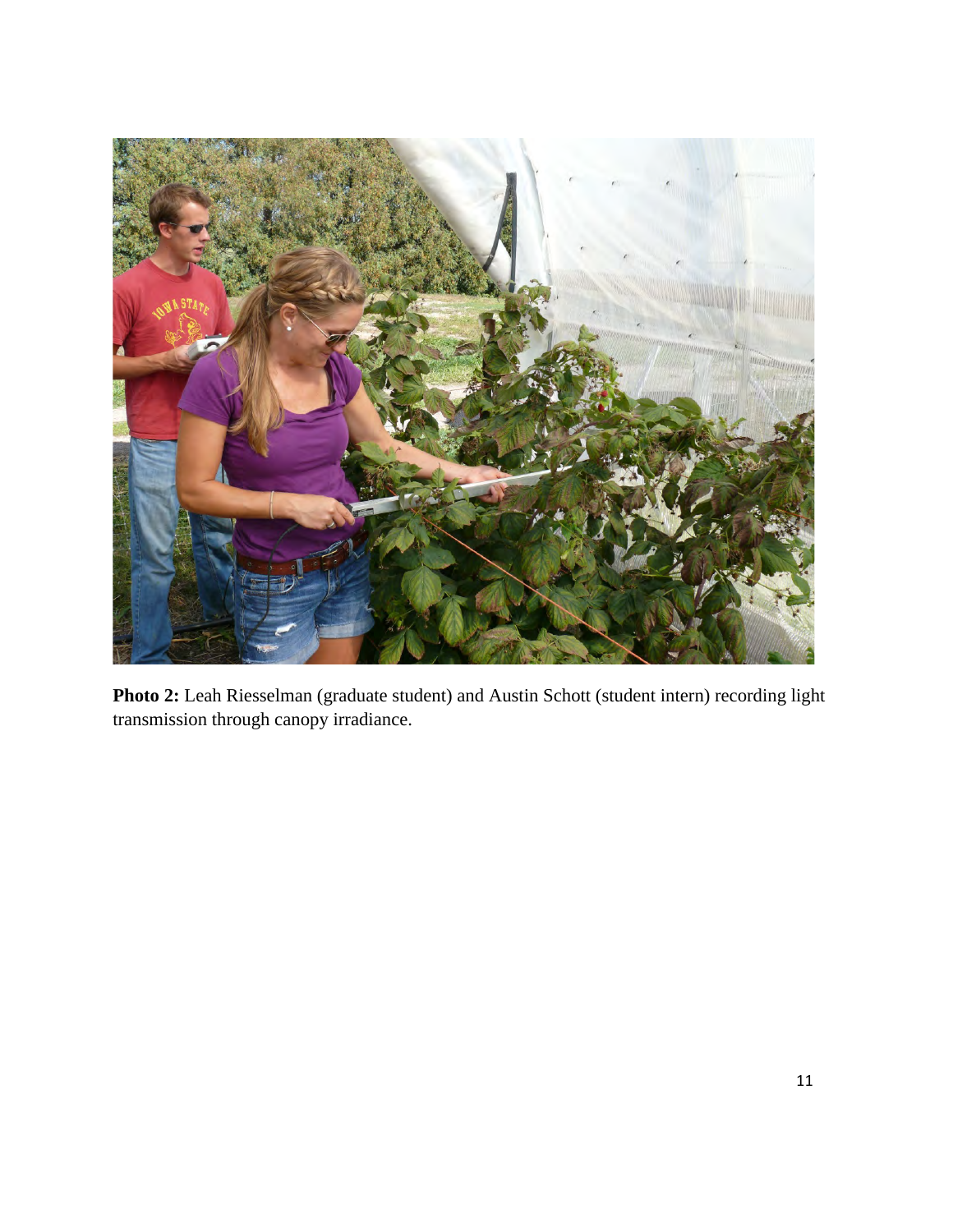**Photo 2:** Leah Riesselman (graduate student) and Austin Schott (student intern) recording light transmission through canopy irradiance.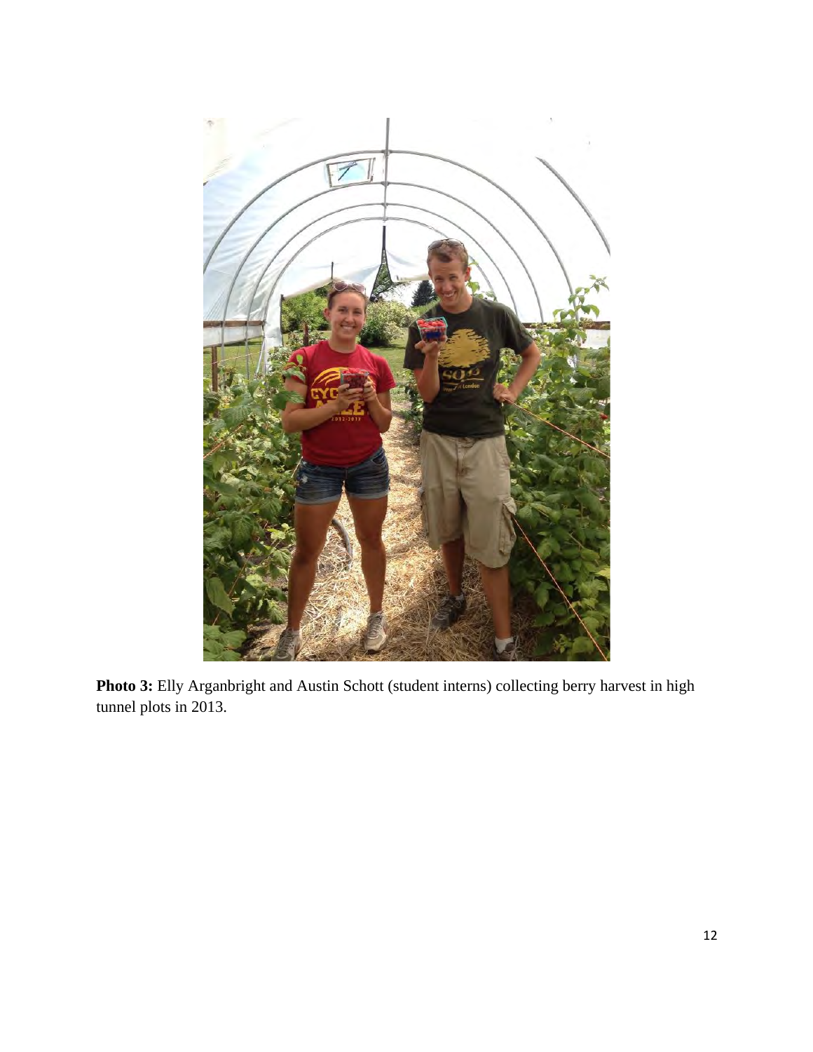**Photo 3:** Elly Arganbright and Austin Schott (student interns) collecting berry harvest in high tunnel plots in 2013.